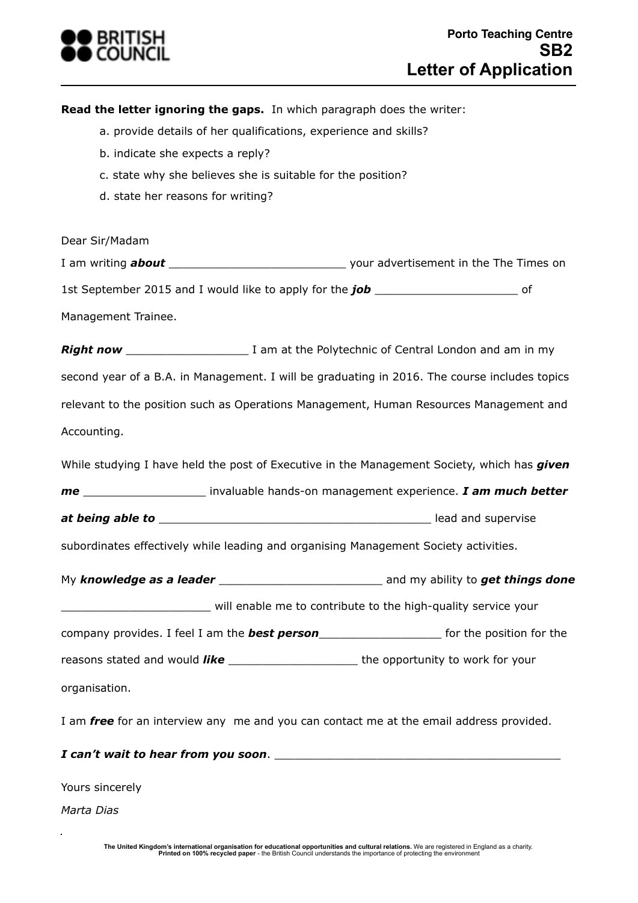Porto Teaching Centre
**SB2**
# Letter of Application

**Read the letter ignoring the gaps.** In which paragraph does the writer:

a. provide details of her qualifications, experience and skills?
b. indicate she expects a reply?
c. state why she believes she is suitable for the position?
d. state her reasons for writing?

Dear Sir/Madam

I am writing ***about*** _________________________ your advertisement in the The Times on 1st September 2015 and I would like to apply for the ***job*** ____________________ of Management Trainee.

***Right now*** _________________ I am at the Polytechnic of Central London and am in my second year of a B.A. in Management. I will be graduating in 2016. The course includes topics relevant to the position such as Operations Management, Human Resources Management and Accounting.

While studying I have held the post of Executive in the Management Society, which has ***given me*** _________________ invaluable hands-on management experience. ***I am much better at being able to*** ______________________________________ lead and supervise subordinates effectively while leading and organising Management Society activities.

My ***knowledge as a leader*** _______________________ and my ability to ***get things done*** _____________________ will enable me to contribute to the high-quality service your company provides. I feel I am the ***best person***_________________ for the position for the reasons stated and would ***like*** __________________ the opportunity to work for your organisation.

I am ***free*** for an interview any me and you can contact me at the email address provided.

***I can't wait to hear from you soon***. ________________________________________

Yours sincerely

*Marta Dias*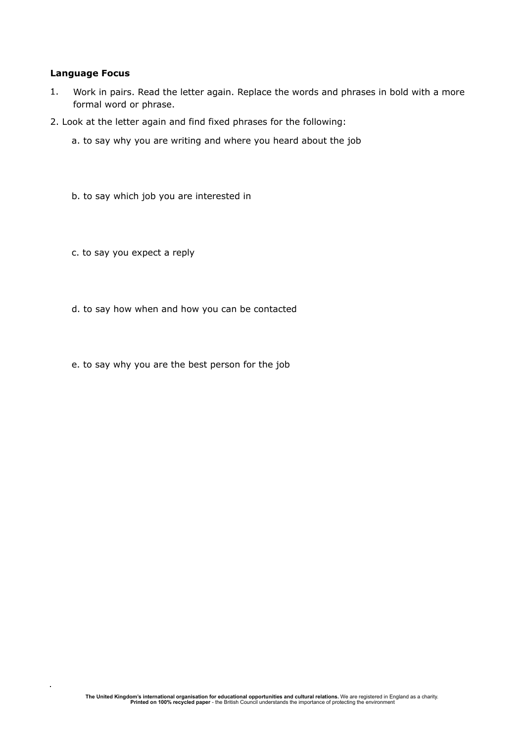**Language Focus**

1. Work in pairs. Read the letter again. Replace the words and phrases in bold with a more formal word or phrase.
2. Look at the letter again and find fixed phrases for the following:

   a. to say why you are writing and where you heard about the job

   b. to say which job you are interested in

   c. to say you expect a reply

   d. to say how when and how you can be contacted

   e. to say why you are the best person for the job